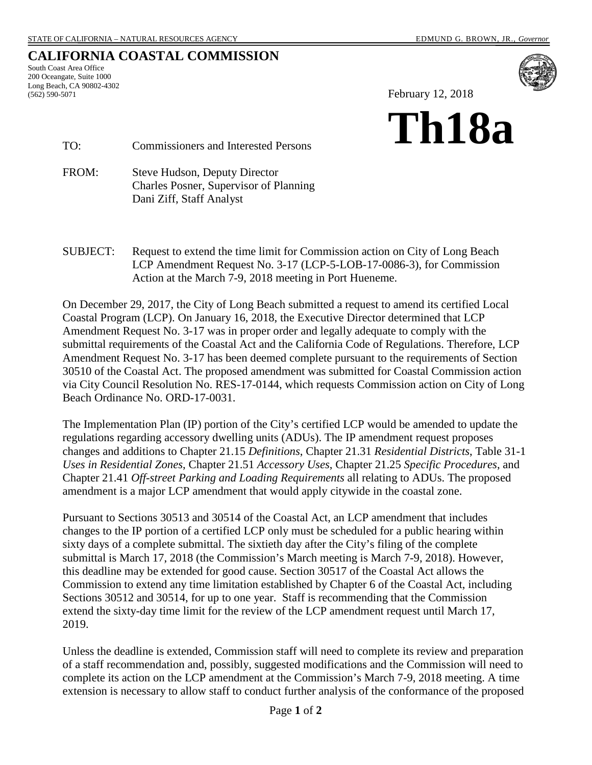STATE OF CALIFORNIA – NATURAL RESOURCES AGENCY EDMUND G. BROWN, JR., *Governor*

# CALIFORNIA COASTAL COMMISSION

South Coast Area Office
200 Oceangate, Suite 1000
Long Beach, CA 90802-4302
(562) 590-5071

February 12, 2018

# Th18a

TO: Commissioners and Interested Persons

FROM: Steve Hudson, Deputy Director
Charles Posner, Supervisor of Planning
Dani Ziff, Staff Analyst

SUBJECT: Request to extend the time limit for Commission action on City of Long Beach LCP Amendment Request No. 3-17 (LCP-5-LOB-17-0086-3), for Commission Action at the March 7-9, 2018 meeting in Port Hueneme.

On December 29, 2017, the City of Long Beach submitted a request to amend its certified Local Coastal Program (LCP). On January 16, 2018, the Executive Director determined that LCP Amendment Request No. 3-17 was in proper order and legally adequate to comply with the submittal requirements of the Coastal Act and the California Code of Regulations. Therefore, LCP Amendment Request No. 3-17 has been deemed complete pursuant to the requirements of Section 30510 of the Coastal Act. The proposed amendment was submitted for Coastal Commission action via City Council Resolution No. RES-17-0144, which requests Commission action on City of Long Beach Ordinance No. ORD-17-0031.

The Implementation Plan (IP) portion of the City's certified LCP would be amended to update the regulations regarding accessory dwelling units (ADUs). The IP amendment request proposes changes and additions to Chapter 21.15 *Definitions*, Chapter 21.31 *Residential Districts*, Table 31-1 *Uses in Residential Zones*, Chapter 21.51 *Accessory Uses*, Chapter 21.25 *Specific Procedures*, and Chapter 21.41 *Off-street Parking and Loading Requirements* all relating to ADUs. The proposed amendment is a major LCP amendment that would apply citywide in the coastal zone.

Pursuant to Sections 30513 and 30514 of the Coastal Act, an LCP amendment that includes changes to the IP portion of a certified LCP only must be scheduled for a public hearing within sixty days of a complete submittal. The sixtieth day after the City's filing of the complete submittal is March 17, 2018 (the Commission's March meeting is March 7-9, 2018). However, this deadline may be extended for good cause. Section 30517 of the Coastal Act allows the Commission to extend any time limitation established by Chapter 6 of the Coastal Act, including Sections 30512 and 30514, for up to one year. Staff is recommending that the Commission extend the sixty-day time limit for the review of the LCP amendment request until March 17, 2019.

Unless the deadline is extended, Commission staff will need to complete its review and preparation of a staff recommendation and, possibly, suggested modifications and the Commission will need to complete its action on the LCP amendment at the Commission's March 7-9, 2018 meeting. A time extension is necessary to allow staff to conduct further analysis of the conformance of the proposed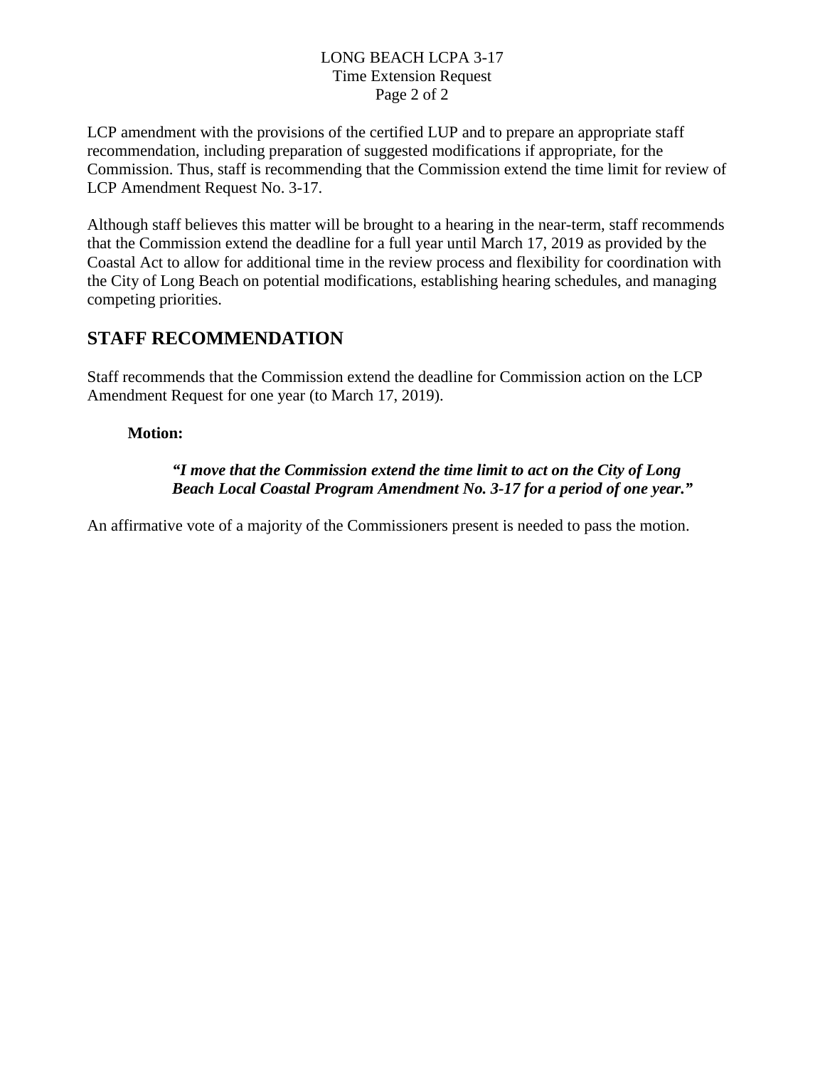LCP amendment with the provisions of the certified LUP and to prepare an appropriate staff recommendation, including preparation of suggested modifications if appropriate, for the Commission. Thus, staff is recommending that the Commission extend the time limit for review of LCP Amendment Request No. 3-17.

Although staff believes this matter will be brought to a hearing in the near-term, staff recommends that the Commission extend the deadline for a full year until March 17, 2019 as provided by the Coastal Act to allow for additional time in the review process and flexibility for coordination with the City of Long Beach on potential modifications, establishing hearing schedules, and managing competing priorities.

## STAFF RECOMMENDATION

Staff recommends that the Commission extend the deadline for Commission action on the LCP Amendment Request for one year (to March 17, 2019).

**Motion:**

> ***"I move that the Commission extend the time limit to act on the City of Long Beach Local Coastal Program Amendment No. 3-17 for a period of one year."***

An affirmative vote of a majority of the Commissioners present is needed to pass the motion.